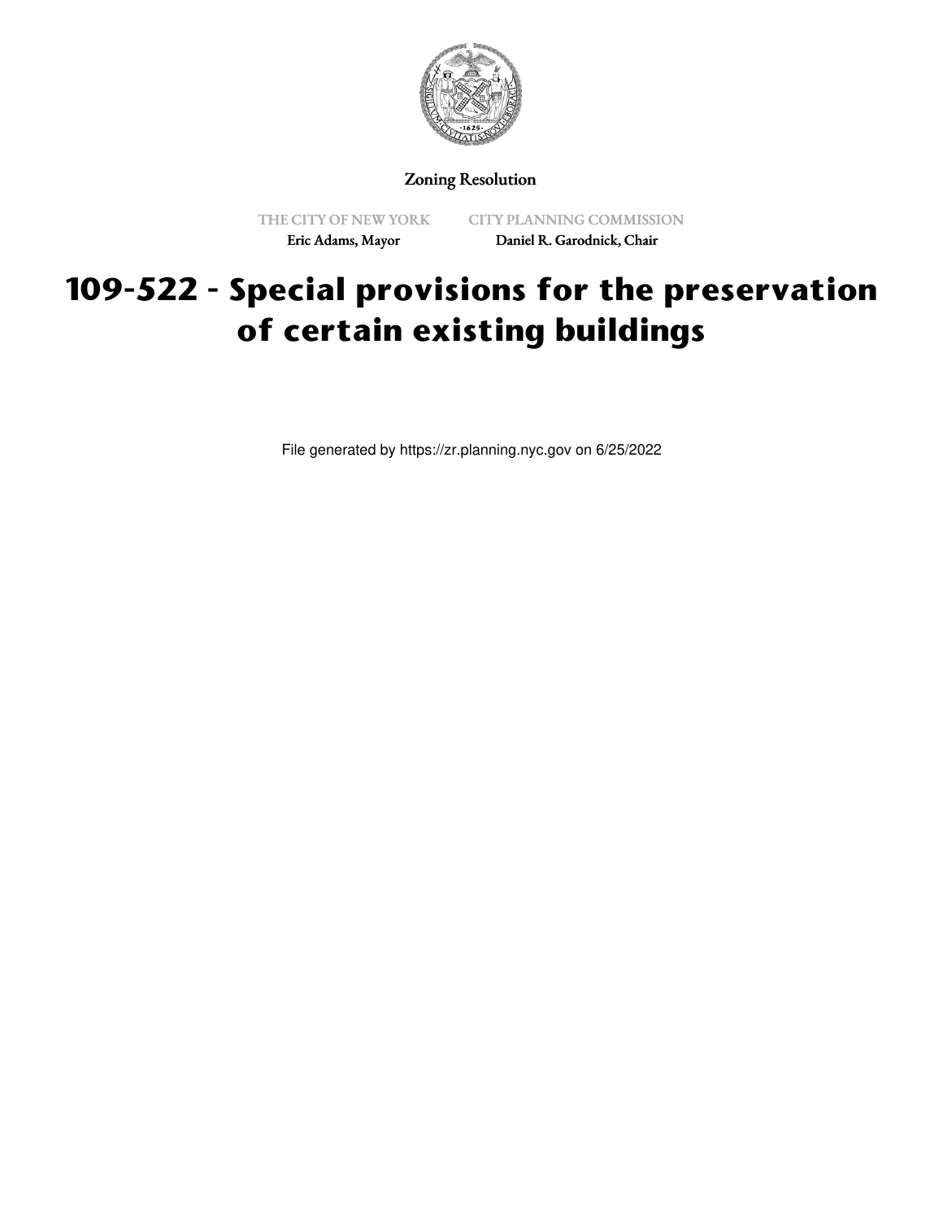Zoning Resolution

THE CITY OF NEW YORK
Eric Adams, Mayor

CITY PLANNING COMMISSION
Daniel R. Garodnick, Chair

# 109-522 - Special provisions for the preservation of certain existing buildings

File generated by https://zr.planning.nyc.gov on 6/25/2022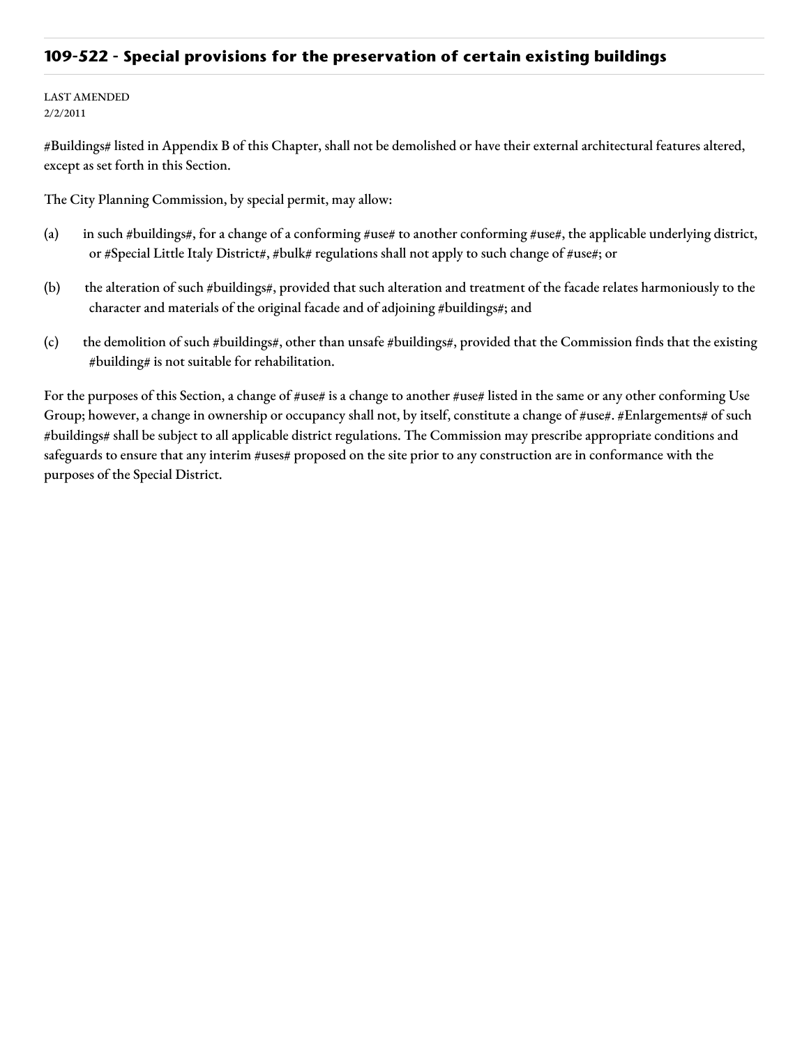## 109-522 - Special provisions for the preservation of certain existing buildings

LAST AMENDED
2/2/2011

#Buildings# listed in Appendix B of this Chapter, shall not be demolished or have their external architectural features altered, except as set forth in this Section.

The City Planning Commission, by special permit, may allow:

(a) in such #buildings#, for a change of a conforming #use# to another conforming #use#, the applicable underlying district, or #Special Little Italy District#, #bulk# regulations shall not apply to such change of #use#; or

(b) the alteration of such #buildings#, provided that such alteration and treatment of the facade relates harmoniously to the character and materials of the original facade and of adjoining #buildings#; and

(c) the demolition of such #buildings#, other than unsafe #buildings#, provided that the Commission finds that the existing #building# is not suitable for rehabilitation.

For the purposes of this Section, a change of #use# is a change to another #use# listed in the same or any other conforming Use Group; however, a change in ownership or occupancy shall not, by itself, constitute a change of #use#. #Enlargements# of such #buildings# shall be subject to all applicable district regulations. The Commission may prescribe appropriate conditions and safeguards to ensure that any interim #uses# proposed on the site prior to any construction are in conformance with the purposes of the Special District.